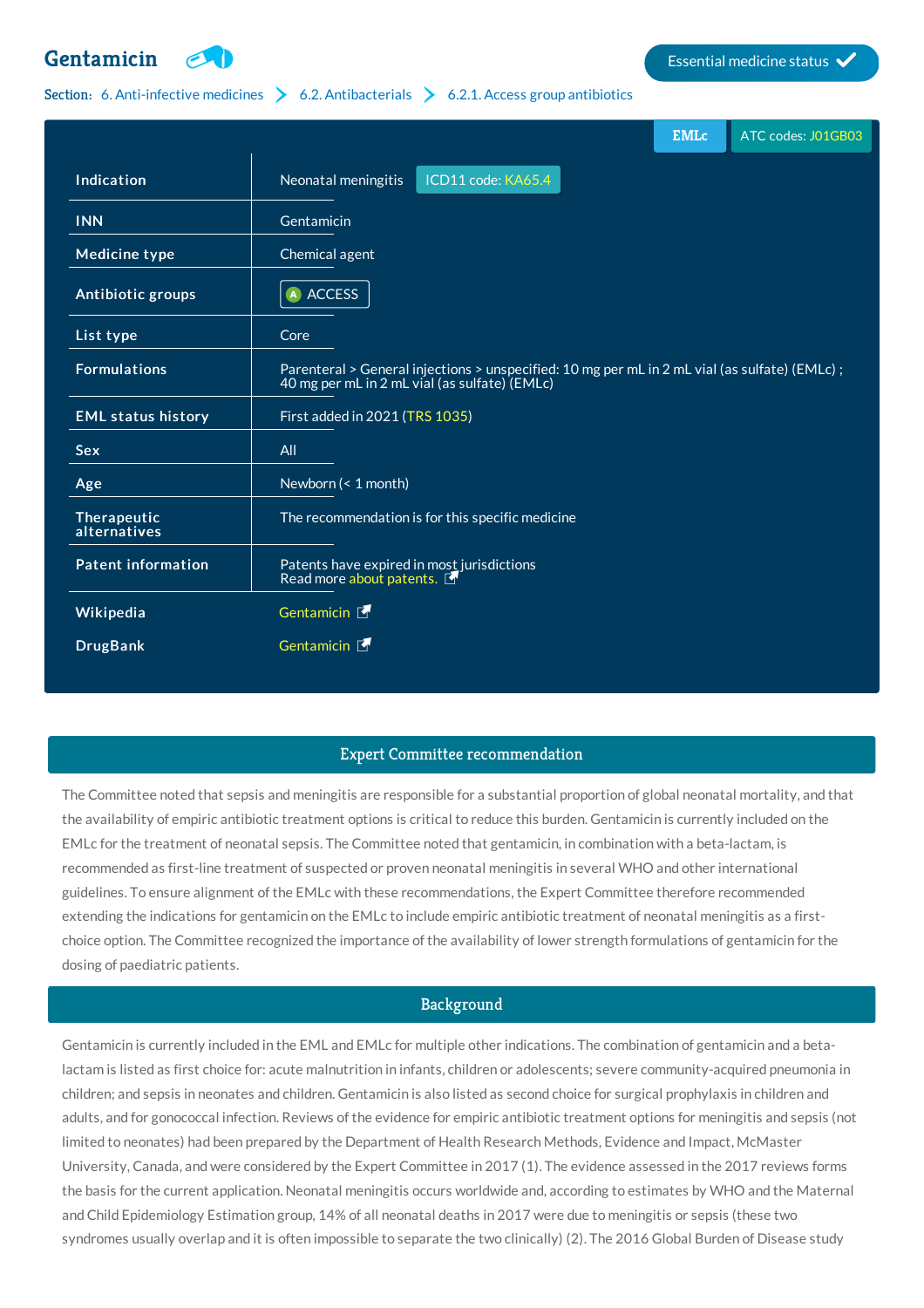# Gentamicin

Essential medicine status ✓

Section: 6. Anti-infective medicines > 6.2. Antibacterials > 6.2.1. Access group antibiotics

EMLc | ATC codes: J01GB03

| | |
|---|---|
| **Indication** | Neonatal meningitis ICD11 code: KA65.4 |
| **INN** | Gentamicin |
| **Medicine type** | Chemical agent |
| **Antibiotic groups** | ACCESS |
| **List type** | Core |
| **Formulations** | Parenteral > General injections > unspecified: 10 mg per mL in 2 mL vial (as sulfate) (EMLc) ; 40 mg per mL in 2 mL vial (as sulfate) (EMLc) |
| **EML status history** | First added in 2021 (TRS 1035) |
| **Sex** | All |
| **Age** | Newborn (< 1 month) |
| **Therapeutic alternatives** | The recommendation is for this specific medicine |
| **Patent information** | Patents have expired in most jurisdictions<br>Read more about patents. |
| **Wikipedia** | Gentamicin |
| **DrugBank** | Gentamicin |

## Expert Committee recommendation

The Committee noted that sepsis and meningitis are responsible for a substantial proportion of global neonatal mortality, and that the availability of empiric antibiotic treatment options is critical to reduce this burden. Gentamicin is currently included on the EMLc for the treatment of neonatal sepsis. The Committee noted that gentamicin, in combination with a beta-lactam, is recommended as first-line treatment of suspected or proven neonatal meningitis in several WHO and other international guidelines. To ensure alignment of the EMLc with these recommendations, the Expert Committee therefore recommended extending the indications for gentamicin on the EMLc to include empiric antibiotic treatment of neonatal meningitis as a first-choice option. The Committee recognized the importance of the availability of lower strength formulations of gentamicin for the dosing of paediatric patients.

## Background

Gentamicin is currently included in the EML and EMLc for multiple other indications. The combination of gentamicin and a beta-lactam is listed as first choice for: acute malnutrition in infants, children or adolescents; severe community-acquired pneumonia in children; and sepsis in neonates and children. Gentamicin is also listed as second choice for surgical prophylaxis in children and adults, and for gonococcal infection. Reviews of the evidence for empiric antibiotic treatment options for meningitis and sepsis (not limited to neonates) had been prepared by the Department of Health Research Methods, Evidence and Impact, McMaster University, Canada, and were considered by the Expert Committee in 2017 (1). The evidence assessed in the 2017 reviews forms the basis for the current application. Neonatal meningitis occurs worldwide and, according to estimates by WHO and the Maternal and Child Epidemiology Estimation group, 14% of all neonatal deaths in 2017 were due to meningitis or sepsis (these two syndromes usually overlap and it is often impossible to separate the two clinically) (2). The 2016 Global Burden of Disease study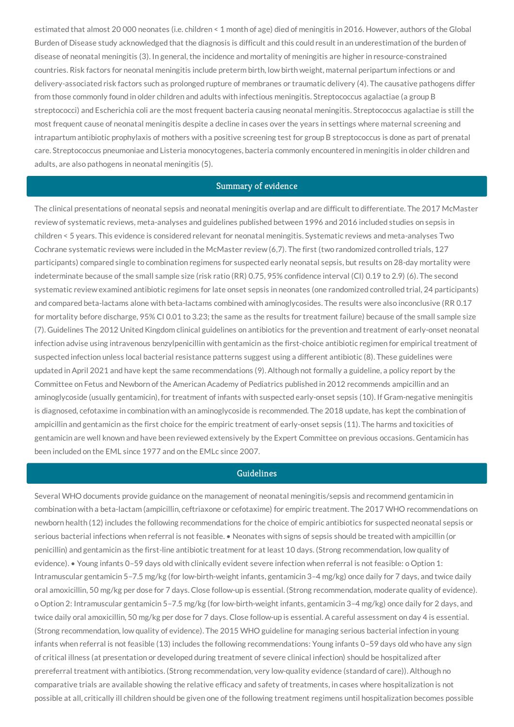estimated that almost 20 000 neonates (i.e. children < 1 month of age) died of meningitis in 2016. However, authors of the Global Burden of Disease study acknowledged that the diagnosis is difficult and this could result in an underestimation of the burden of disease of neonatal meningitis (3). In general, the incidence and mortality of meningitis are higher in resource-constrained countries. Risk factors for neonatal meningitis include preterm birth, low birth weight, maternal peripartum infections or and delivery-associated risk factors such as prolonged rupture of membranes or traumatic delivery (4). The causative pathogens differ from those commonly found in older children and adults with infectious meningitis. Streptococcus agalactiae (a group B streptococci) and Escherichia coli are the most frequent bacteria causing neonatal meningitis. Streptococcus agalactiae is still the most frequent cause of neonatal meningitis despite a decline in cases over the years in settings where maternal screening and intrapartum antibiotic prophylaxis of mothers with a positive screening test for group B streptococcus is done as part of prenatal care. Streptococcus pneumoniae and Listeria monocytogenes, bacteria commonly encountered in meningitis in older children and adults, are also pathogens in neonatal meningitis (5).

## Summary of evidence

The clinical presentations of neonatal sepsis and neonatal meningitis overlap and are difficult to differentiate. The 2017 McMaster review of systematic reviews, meta-analyses and guidelines published between 1996 and 2016 included studies on sepsis in children < 5 years. This evidence is considered relevant for neonatal meningitis. Systematic reviews and meta-analyses Two Cochrane systematic reviews were included in the McMaster review (6,7). The first (two randomized controlled trials, 127 participants) compared single to combination regimens for suspected early neonatal sepsis, but results on 28-day mortality were indeterminate because of the small sample size (risk ratio (RR) 0.75, 95% confidence interval (CI) 0.19 to 2.9) (6). The second systematic review examined antibiotic regimens for late onset sepsis in neonates (one randomized controlled trial, 24 participants) and compared beta-lactams alone with beta-lactams combined with aminoglycosides. The results were also inconclusive (RR 0.17 for mortality before discharge, 95% CI 0.01 to 3.23; the same as the results for treatment failure) because of the small sample size (7). Guidelines The 2012 United Kingdom clinical guidelines on antibiotics for the prevention and treatment of early-onset neonatal infection advise using intravenous benzylpenicillin with gentamicin as the first-choice antibiotic regimen for empirical treatment of suspected infection unless local bacterial resistance patterns suggest using a different antibiotic (8). These guidelines were updated in April 2021 and have kept the same recommendations (9). Although not formally a guideline, a policy report by the Committee on Fetus and Newborn of the American Academy of Pediatrics published in 2012 recommends ampicillin and an aminoglycoside (usually gentamicin), for treatment of infants with suspected early-onset sepsis (10). If Gram-negative meningitis is diagnosed, cefotaxime in combination with an aminoglycoside is recommended. The 2018 update, has kept the combination of ampicillin and gentamicin as the first choice for the empiric treatment of early-onset sepsis (11). The harms and toxicities of gentamicin are well known and have been reviewed extensively by the Expert Committee on previous occasions. Gentamicin has been included on the EML since 1977 and on the EMLc since 2007.

## Guidelines

Several WHO documents provide guidance on the management of neonatal meningitis/sepsis and recommend gentamicin in combination with a beta-lactam (ampicillin, ceftriaxone or cefotaxime) for empiric treatment. The 2017 WHO recommendations on newborn health (12) includes the following recommendations for the choice of empiric antibiotics for suspected neonatal sepsis or serious bacterial infections when referral is not feasible. • Neonates with signs of sepsis should be treated with ampicillin (or penicillin) and gentamicin as the first-line antibiotic treatment for at least 10 days. (Strong recommendation, low quality of evidence). • Young infants 0–59 days old with clinically evident severe infection when referral is not feasible: o Option 1: Intramuscular gentamicin 5–7.5 mg/kg (for low-birth-weight infants, gentamicin 3–4 mg/kg) once daily for 7 days, and twice daily oral amoxicillin, 50 mg/kg per dose for 7 days. Close follow-up is essential. (Strong recommendation, moderate quality of evidence). o Option 2: Intramuscular gentamicin 5–7.5 mg/kg (for low-birth-weight infants, gentamicin 3–4 mg/kg) once daily for 2 days, and twice daily oral amoxicillin, 50 mg/kg per dose for 7 days. Close follow-up is essential. A careful assessment on day 4 is essential. (Strong recommendation, low quality of evidence). The 2015 WHO guideline for managing serious bacterial infection in young infants when referral is not feasible (13) includes the following recommendations: Young infants 0–59 days old who have any sign of critical illness (at presentation or developed during treatment of severe clinical infection) should be hospitalized after prereferral treatment with antibiotics. (Strong recommendation, very low-quality evidence (standard of care)). Although no comparative trials are available showing the relative efficacy and safety of treatments, in cases where hospitalization is not possible at all, critically ill children should be given one of the following treatment regimens until hospitalization becomes possible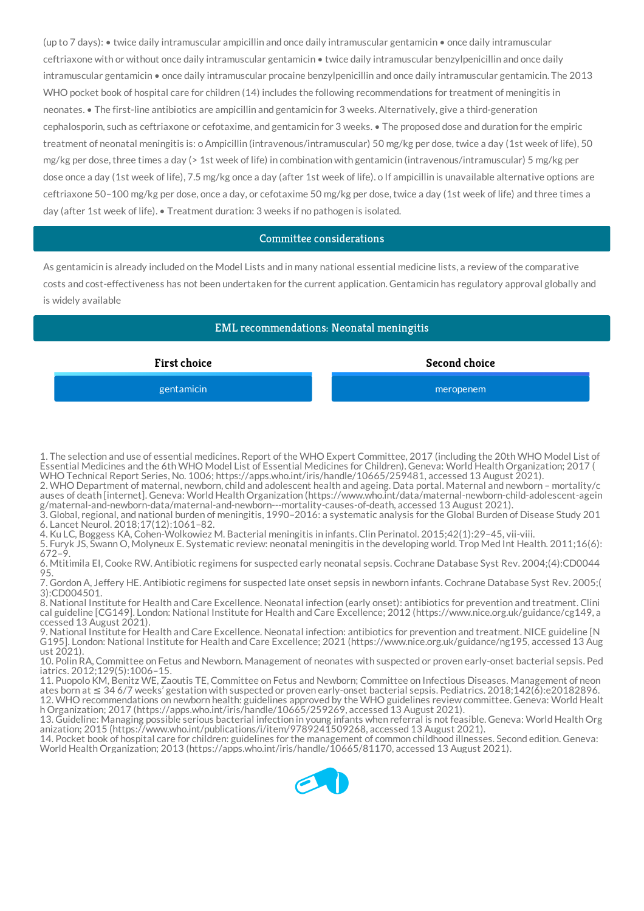(up to 7 days): • twice daily intramuscular ampicillin and once daily intramuscular gentamicin • once daily intramuscular ceftriaxone with or without once daily intramuscular gentamicin • twice daily intramuscular benzylpenicillin and once daily intramuscular gentamicin • once daily intramuscular procaine benzylpenicillin and once daily intramuscular gentamicin. The 2013 WHO pocket book of hospital care for children (14) includes the following recommendations for treatment of meningitis in neonates. • The first-line antibiotics are ampicillin and gentamicin for 3 weeks. Alternatively, give a third-generation cephalosporin, such as ceftriaxone or cefotaxime, and gentamicin for 3 weeks. • The proposed dose and duration for the empiric treatment of neonatal meningitis is: o Ampicillin (intravenous/intramuscular) 50 mg/kg per dose, twice a day (1st week of life), 50 mg/kg per dose, three times a day (> 1st week of life) in combination with gentamicin (intravenous/intramuscular) 5 mg/kg per dose once a day (1st week of life), 7.5 mg/kg once a day (after 1st week of life). o If ampicillin is unavailable alternative options are ceftriaxone 50–100 mg/kg per dose, once a day, or cefotaxime 50 mg/kg per dose, twice a day (1st week of life) and three times a day (after 1st week of life). • Treatment duration: 3 weeks if no pathogen is isolated.

## Committee considerations

As gentamicin is already included on the Model Lists and in many national essential medicine lists, a review of the comparative costs and cost-effectiveness has not been undertaken for the current application. Gentamicin has regulatory approval globally and is widely available

## EML recommendations: Neonatal meningitis

| First choice | Second choice |
|---|---|
| gentamicin | meropenem |

1. The selection and use of essential medicines. Report of the WHO Expert Committee, 2017 (including the 20th WHO Model List of Essential Medicines and the 6th WHO Model List of Essential Medicines for Children). Geneva: World Health Organization; 2017 ( WHO Technical Report Series, No. 1006; https://apps.who.int/iris/handle/10665/259481, accessed 13 August 2021).
2. WHO Department of maternal, newborn, child and adolescent health and ageing. Data portal. Maternal and newborn – mortality/causes of death [internet]. Geneva: World Health Organization (https://www.who.int/data/maternal-newborn-child-adolescent-ageing/maternal-and-newborn-data/maternal-and-newborn---mortality-causes-of-death, accessed 13 August 2021).
3. Global, regional, and national burden of meningitis, 1990–2016: a systematic analysis for the Global Burden of Disease Study 2016. Lancet Neurol. 2018;17(12):1061–82.
4. Ku LC, Boggess KA, Cohen-Wolkowiez M. Bacterial meningitis in infants. Clin Perinatol. 2015;42(1):29–45, vii-viii.
5. Furyk JS, Swann O, Molyneux E. Systematic review: neonatal meningitis in the developing world. Trop Med Int Health. 2011;16(6):672–9.
6. Mtitimila EI, Cooke RW. Antibiotic regimens for suspected early neonatal sepsis. Cochrane Database Syst Rev. 2004;(4):CD004495.
7. Gordon A, Jeffery HE. Antibiotic regimens for suspected late onset sepsis in newborn infants. Cochrane Database Syst Rev. 2005;(3):CD004501.
8. National Institute for Health and Care Excellence. Neonatal infection (early onset): antibiotics for prevention and treatment. Clinical guideline [CG149]. London: National Institute for Health and Care Excellence; 2012 (https://www.nice.org.uk/guidance/cg149, accessed 13 August 2021).
9. National Institute for Health and Care Excellence. Neonatal infection: antibiotics for prevention and treatment. NICE guideline [NG195]. London: National Institute for Health and Care Excellence; 2021 (https://www.nice.org.uk/guidance/ng195, accessed 13 August 2021).
10. Polin RA, Committee on Fetus and Newborn. Management of neonates with suspected or proven early-onset bacterial sepsis. Pediatrics. 2012;129(5):1006–15.
11. Puopolo KM, Benitz WE, Zaoutis TE, Committee on Fetus and Newborn; Committee on Infectious Diseases. Management of neonates born at ≤ 34 6/7 weeks' gestation with suspected or proven early-onset bacterial sepsis. Pediatrics. 2018;142(6):e20182896.
12. WHO recommendations on newborn health: guidelines approved by the WHO guidelines review committee. Geneva: World Health Organization; 2017 (https://apps.who.int/iris/handle/10665/259269, accessed 13 August 2021).
13. Guideline: Managing possible serious bacterial infection in young infants when referral is not feasible. Geneva: World Health Organization; 2015 (https://www.who.int/publications/i/item/9789241509268, accessed 13 August 2021).
14. Pocket book of hospital care for children: guidelines for the management of common childhood illnesses. Second edition. Geneva: World Health Organization; 2013 (https://apps.who.int/iris/handle/10665/81170, accessed 13 August 2021).